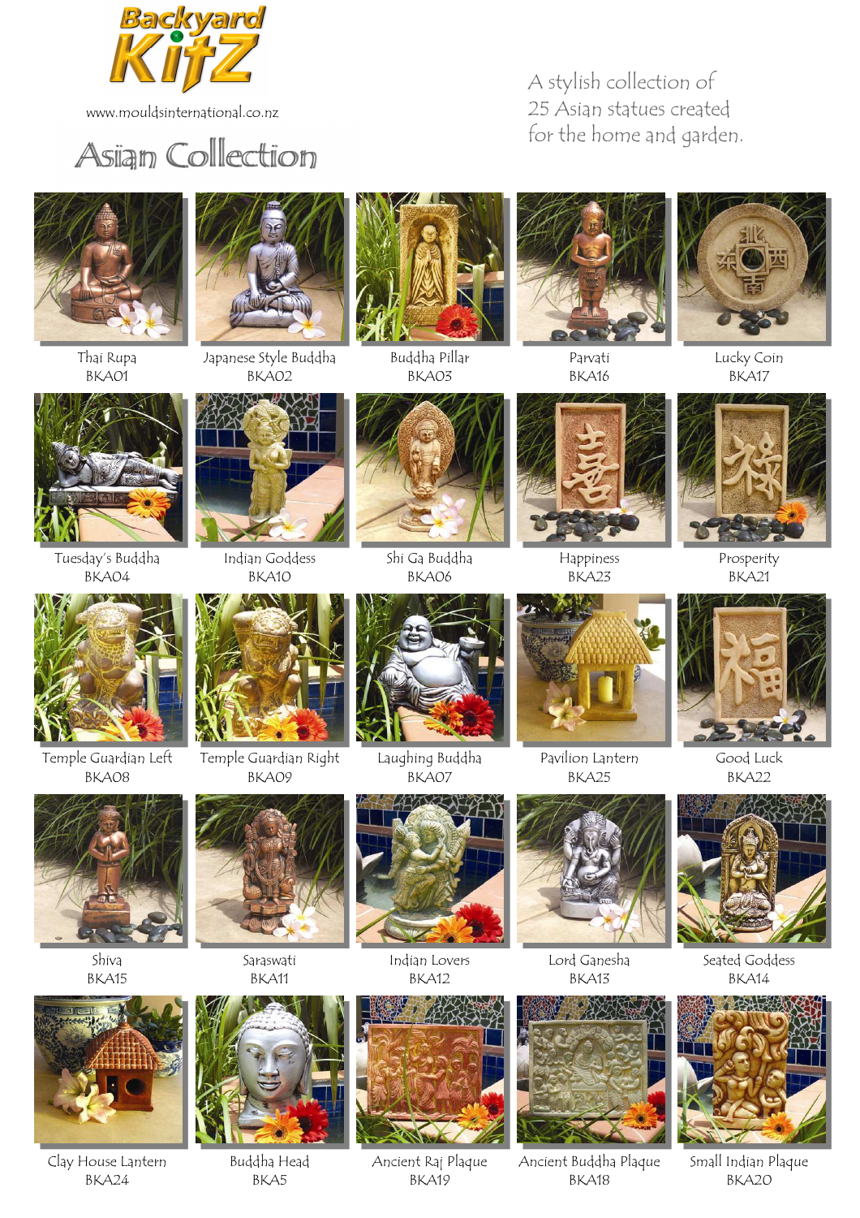# Backyard KitZ

www.mouldsinternational.co.nz

## Asian Collection

A stylish collection of 25 Asian statues created for the home and garden.

Thai Rupa
BKA01

Japanese Style Buddha
BKA02

Buddha Pillar
BKA03

Parvati
BKA16

Lucky Coin
BKA17

Tuesday's Buddha
BKA04

Indian Goddess
BKA10

Shi Ga Buddha
BKA06

Happiness
BKA23

Prosperity
BKA21

Temple Guardian Left
BKA08

Temple Guardian Right
BKA09

Laughing Buddha
BKA07

Pavilion Lantern
BKA25

Good Luck
BKA22

Shiva
BKA15

Saraswati
BKA11

Indian Lovers
BKA12

Lord Ganesha
BKA13

Seated Goddess
BKA14

Clay House Lantern
BKA24

Buddha Head
BKA5

Ancient Raj Plaque
BKA19

Ancient Buddha Plaque
BKA18

Small Indian Plaque
BKA20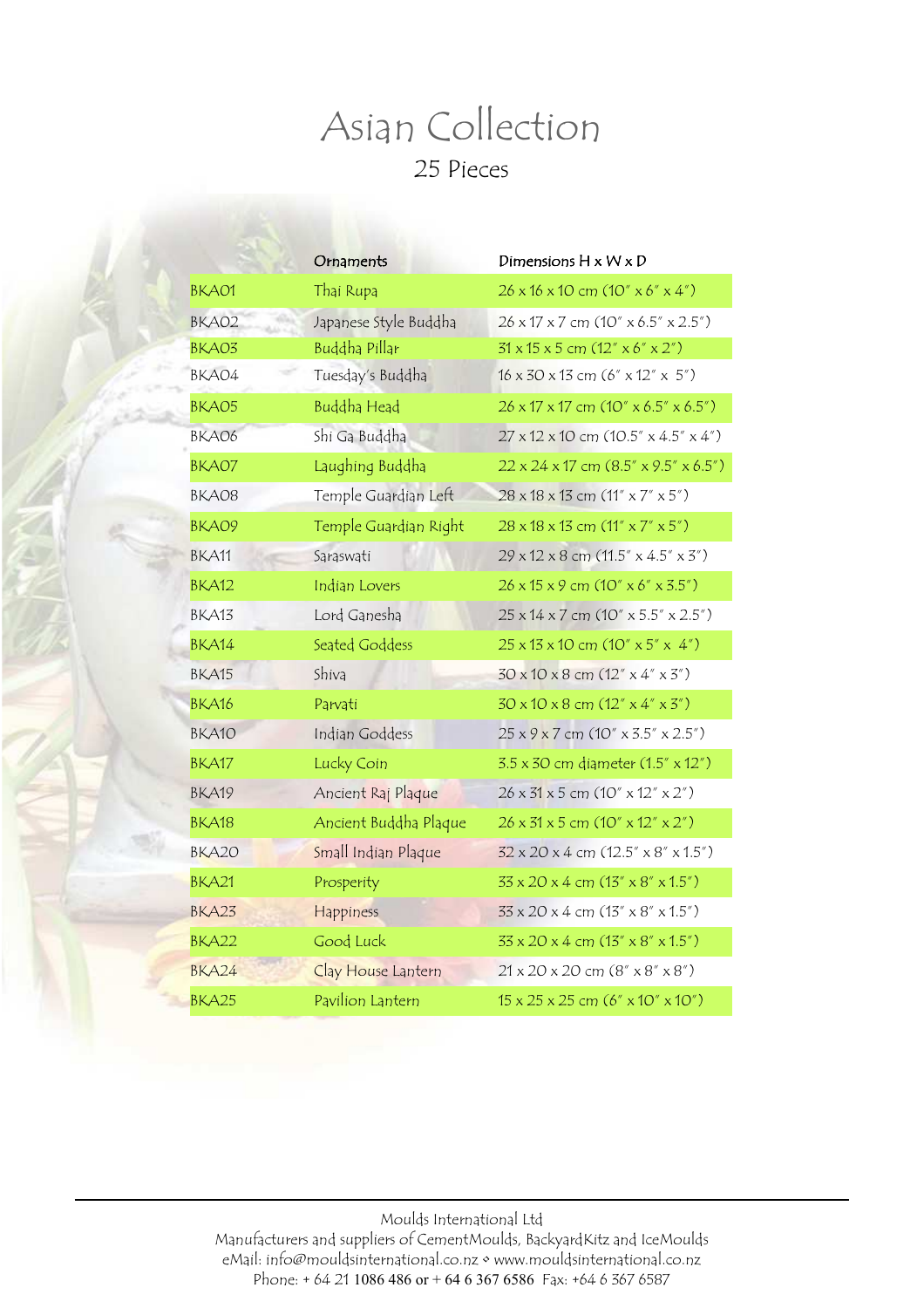# Asian Collection

25 Pieces

| | Ornaments | Dimensions H x W x D |
|---|---|---|
| BKA01 | Thai Rupa | 26 x 16 x 10 cm (10" x 6" x 4") |
| BKA02 | Japanese Style Buddha | 26 x 17 x 7 cm (10" x 6.5" x 2.5") |
| BKA03 | Buddha Pillar | 31 x 15 x 5 cm (12" x 6" x 2") |
| BKA04 | Tuesday's Buddha | 16 x 30 x 13 cm (6" x 12" x 5") |
| BKA05 | Buddha Head | 26 x 17 x 17 cm (10" x 6.5" x 6.5") |
| BKA06 | Shi Ga Buddha | 27 x 12 x 10 cm (10.5" x 4.5" x 4") |
| BKA07 | Laughing Buddha | 22 x 24 x 17 cm (8.5" x 9.5" x 6.5") |
| BKA08 | Temple Guardian Left | 28 x 18 x 13 cm (11" x 7" x 5") |
| BKA09 | Temple Guardian Right | 28 x 18 x 13 cm (11" x 7" x 5") |
| BKA11 | Saraswati | 29 x 12 x 8 cm (11.5" x 4.5" x 3") |
| BKA12 | Indian Lovers | 26 x 15 x 9 cm (10" x 6" x 3.5") |
| BKA13 | Lord Ganesha | 25 x 14 x 7 cm (10" x 5.5" x 2.5") |
| BKA14 | Seated Goddess | 25 x 13 x 10 cm (10" x 5" x 4") |
| BKA15 | Shiva | 30 x 10 x 8 cm (12" x 4" x 3") |
| BKA16 | Parvati | 30 x 10 x 8 cm (12" x 4" x 3") |
| BKA10 | Indian Goddess | 25 x 9 x 7 cm (10" x 3.5" x 2.5") |
| BKA17 | Lucky Coin | 3.5 x 30 cm diameter (1.5" x 12") |
| BKA19 | Ancient Raj Plaque | 26 x 31 x 5 cm (10" x 12" x 2") |
| BKA18 | Ancient Buddha Plaque | 26 x 31 x 5 cm (10" x 12" x 2") |
| BKA20 | Small Indian Plaque | 32 x 20 x 4 cm (12.5" x 8" x 1.5") |
| BKA21 | Prosperity | 33 x 20 x 4 cm (13" x 8" x 1.5") |
| BKA23 | Happiness | 33 x 20 x 4 cm (13" x 8" x 1.5") |
| BKA22 | Good Luck | 33 x 20 x 4 cm (13" x 8" x 1.5") |
| BKA24 | Clay House Lantern | 21 x 20 x 20 cm (8" x 8" x 8") |
| BKA25 | Pavilion Lantern | 15 x 25 x 25 cm (6" x 10" x 10") |

Moulds International Ltd
Manufacturers and suppliers of CementMoulds, BackyardKitz and IceMoulds
eMail: info@mouldsinternational.co.nz ⋄ www.mouldsinternational.co.nz
Phone: + 64 21 1086 486 or + 64 6 367 6586 Fax: +64 6 367 6587